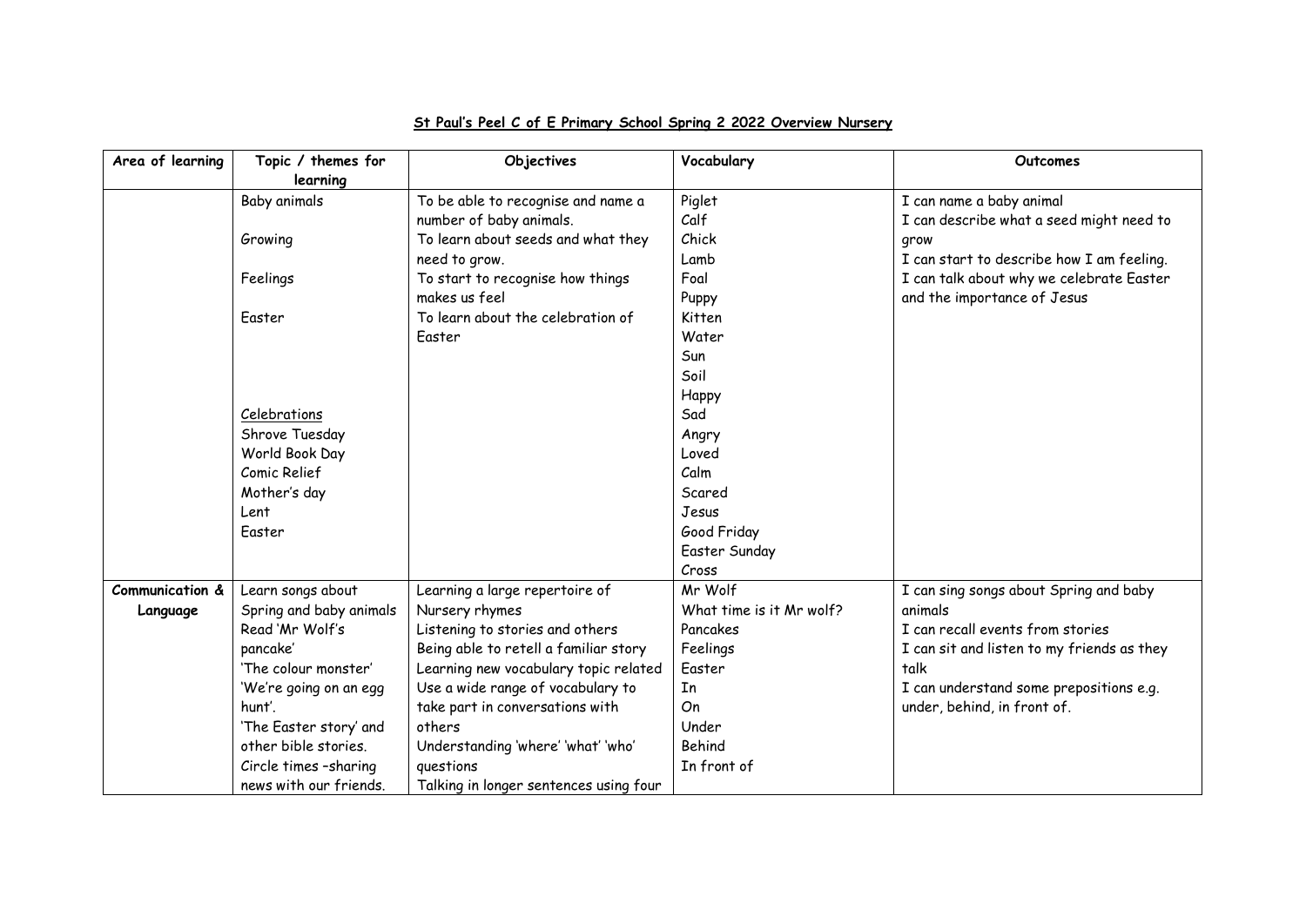**St Paul's Peel C of E Primary School Spring 2 2022 Overview Nursery**

| Area of learning | Topic / themes for learning | Objectives | Vocabulary | Outcomes |
|---|---|---|---|---|
| | Baby animals<br><br>Growing<br><br>Feelings<br><br>Easter<br><br><br><br><br><u>Celebrations</u><br>Shrove Tuesday<br>World Book Day<br>Comic Relief<br>Mother's day<br>Lent<br>Easter | To be able to recognise and name a number of baby animals.<br>To learn about seeds and what they need to grow.<br>To start to recognise how things makes us feel<br>To learn about the celebration of Easter | Piglet<br>Calf<br>Chick<br>Lamb<br>Foal<br>Puppy<br>Kitten<br>Water<br>Sun<br>Soil<br>Happy<br>Sad<br>Angry<br>Loved<br>Calm<br>Scared<br>Jesus<br>Good Friday<br>Easter Sunday<br>Cross | I can name a baby animal<br>I can describe what a seed might need to grow<br>I can start to describe how I am feeling.<br>I can talk about why we celebrate Easter and the importance of Jesus |
| **Communication & Language** | Learn songs about Spring and baby animals<br>Read 'Mr Wolf's pancake'<br>'The colour monster'<br>'We're going on an egg hunt'.<br>'The Easter story' and other bible stories.<br>Circle times -sharing news with our friends. | Learning a large repertoire of Nursery rhymes<br>Listening to stories and others<br>Being able to retell a familiar story<br>Learning new vocabulary topic related<br>Use a wide range of vocabulary to take part in conversations with others<br>Understanding 'where' 'what' 'who' questions<br>Talking in longer sentences using four | Mr Wolf<br>What time is it Mr wolf?<br>Pancakes<br>Feelings<br>Easter<br>In<br>On<br>Under<br>Behind<br>In front of | I can sing songs about Spring and baby animals<br>I can recall events from stories<br>I can sit and listen to my friends as they talk<br>I can understand some prepositions e.g. under, behind, in front of. |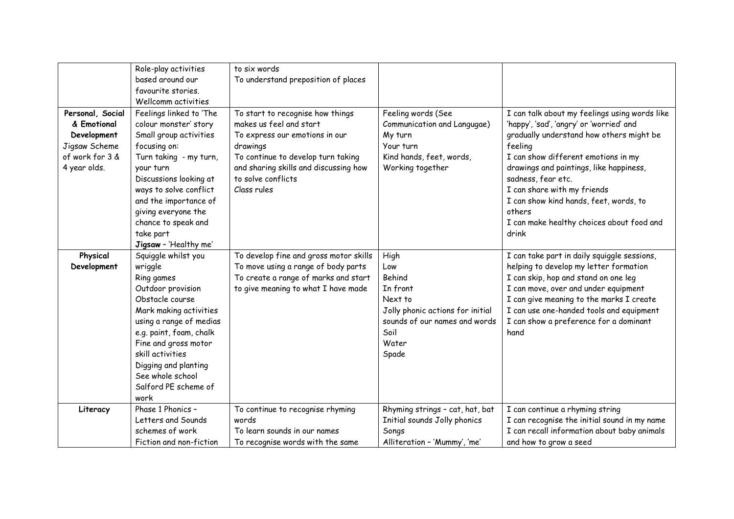| | | | | |
|---|---|---|---|---|
| | Role-play activities based around our favourite stories.<br>Wellcomm activities | to six words<br>To understand preposition of places | | |
| **Personal, Social & Emotional Development**<br>Jigsaw Scheme of work for 3 & 4 year olds. | Feelings linked to 'The colour monster' story<br>Small group activities focusing on:<br>Turn taking - my turn, your turn<br>Discussions looking at ways to solve conflict and the importance of giving everyone the chance to speak and take part<br>**Jigsaw** – 'Healthy me' | To start to recognise how things makes us feel and start<br>To express our emotions in our drawings<br>To continue to develop turn taking and sharing skills and discussing how to solve conflicts<br>Class rules | Feeling words (See Communication and Langugae)<br>My turn<br>Your turn<br>Kind hands, feet, words,<br>Working together | I can talk about my feelings using words like 'happy', 'sad', 'angry' or 'worried' and gradually understand how others might be feeling<br>I can show different emotions in my drawings and paintings, like happiness, sadness, fear etc.<br>I can share with my friends<br>I can show kind hands, feet, words, to others<br>I can make healthy choices about food and drink |
| **Physical Development** | Squiggle whilst you wriggle<br>Ring games<br>Outdoor provision<br>Obstacle course<br>Mark making activities using a range of medias e.g. paint, foam, chalk<br>Fine and gross motor skill activities<br>Digging and planting<br>See whole school Salford PE scheme of work | To develop fine and gross motor skills<br>To move using a range of body parts<br>To create a range of marks and start to give meaning to what I have made | High<br>Low<br>Behind<br>In front<br>Next to<br>Jolly phonic actions for initial sounds of our names and words<br>Soil<br>Water<br>Spade | I can take part in daily squiggle sessions, helping to develop my letter formation<br>I can skip, hop and stand on one leg<br>I can move, over and under equipment<br>I can give meaning to the marks I create<br>I can use one-handed tools and equipment<br>I can show a preference for a dominant hand |
| **Literacy** | Phase 1 Phonics – Letters and Sounds schemes of work<br>Fiction and non-fiction | To continue to recognise rhyming words<br>To learn sounds in our names<br>To recognise words with the same | Rhyming strings – cat, hat, bat<br>Initial sounds Jolly phonics<br>Songs<br>Alliteration – 'Mummy', 'me' | I can continue a rhyming string<br>I can recognise the initial sound in my name<br>I can recall information about baby animals and how to grow a seed |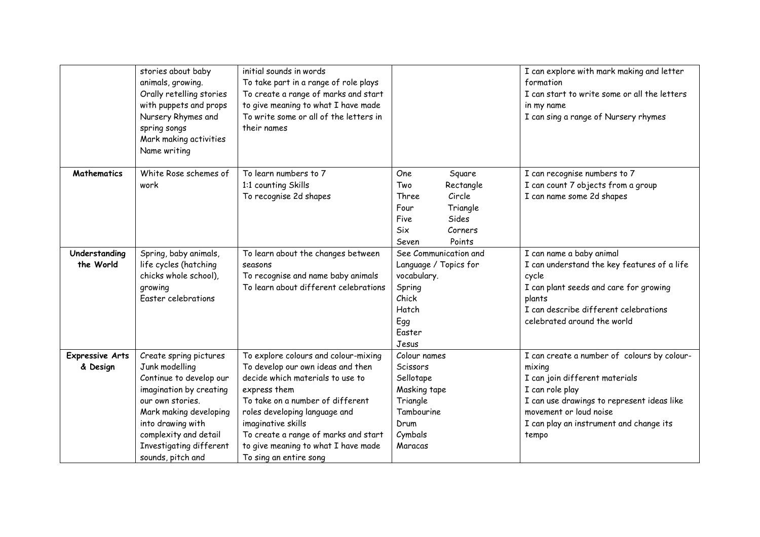| | | | | |
|---|---|---|---|---|
| | stories about baby animals, growing.<br>Orally retelling stories with puppets and props<br>Nursery Rhymes and spring songs<br>Mark making activities<br>Name writing | initial sounds in words<br>To take part in a range of role plays<br>To create a range of marks and start to give meaning to what I have made<br>To write some or all of the letters in their names | | I can explore with mark making and letter formation<br>I can start to write some or all the letters in my name<br>I can sing a range of Nursery rhymes |
| **Mathematics** | White Rose schemes of work | To learn numbers to 7<br>1:1 counting Skills<br>To recognise 2d shapes | One Square<br>Two Rectangle<br>Three Circle<br>Four Triangle<br>Five Sides<br>Six Corners<br>Seven Points | I can recognise numbers to 7<br>I can count 7 objects from a group<br>I can name some 2d shapes |
| **Understanding the World** | Spring, baby animals, life cycles (hatching chicks whole school), growing<br>Easter celebrations | To learn about the changes between seasons<br>To recognise and name baby animals<br>To learn about different celebrations | See Communication and Language / Topics for vocabulary.<br>Spring<br>Chick<br>Hatch<br>Egg<br>Easter<br>Jesus | I can name a baby animal<br>I can understand the key features of a life cycle<br>I can plant seeds and care for growing plants<br>I can describe different celebrations celebrated around the world |
| **Expressive Arts & Design** | Create spring pictures<br>Junk modelling<br>Continue to develop our imagination by creating our own stories.<br>Mark making developing into drawing with complexity and detail<br>Investigating different sounds, pitch and | To explore colours and colour-mixing<br>To develop our own ideas and then decide which materials to use to express them<br>To take on a number of different roles developing language and imaginative skills<br>To create a range of marks and start to give meaning to what I have made<br>To sing an entire song | Colour names<br>Scissors<br>Sellotape<br>Masking tape<br>Triangle<br>Tambourine<br>Drum<br>Cymbals<br>Maracas | I can create a number of colours by colour-mixing<br>I can join different materials<br>I can role play<br>I can use drawings to represent ideas like movement or loud noise<br>I can play an instrument and change its tempo |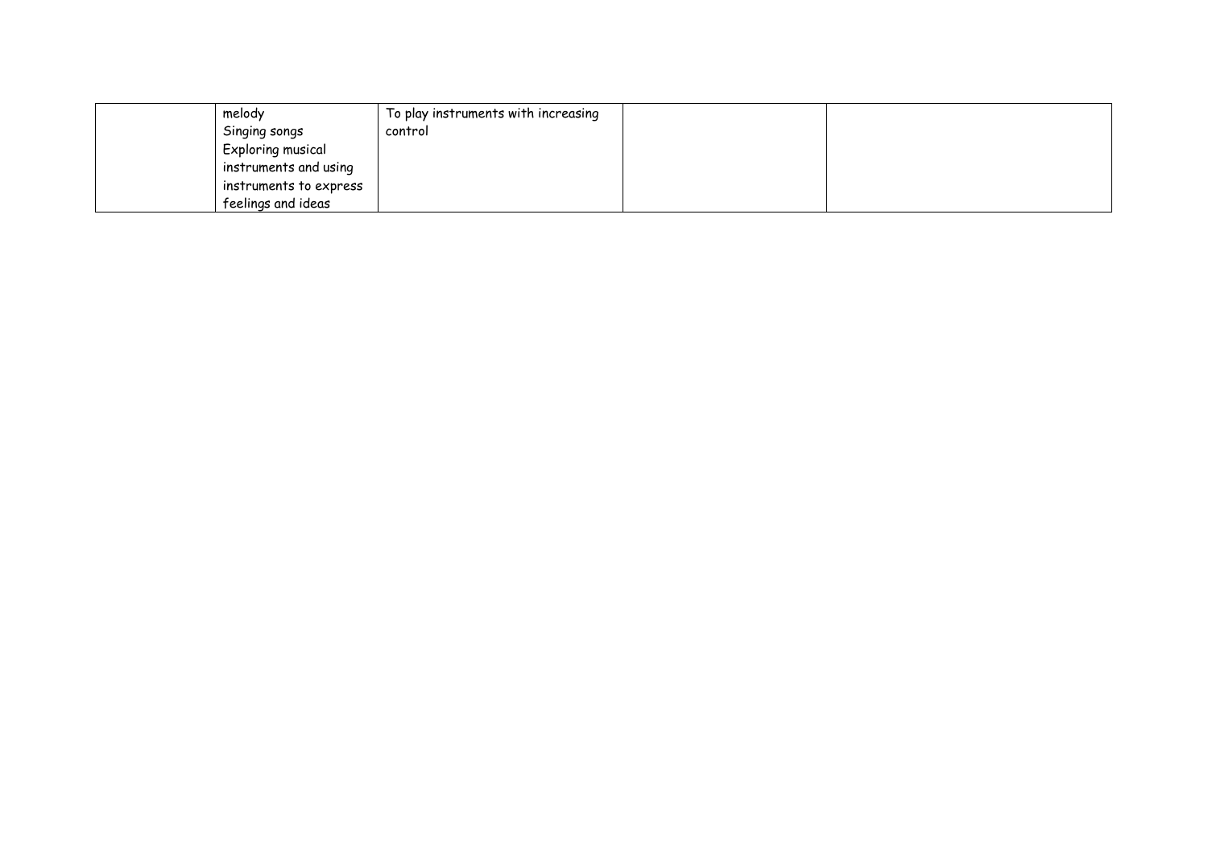| | | | | |
|---|---|---|---|---|
| | melody<br>Singing songs<br>Exploring musical instruments and using instruments to express feelings and ideas | To play instruments with increasing control | | |